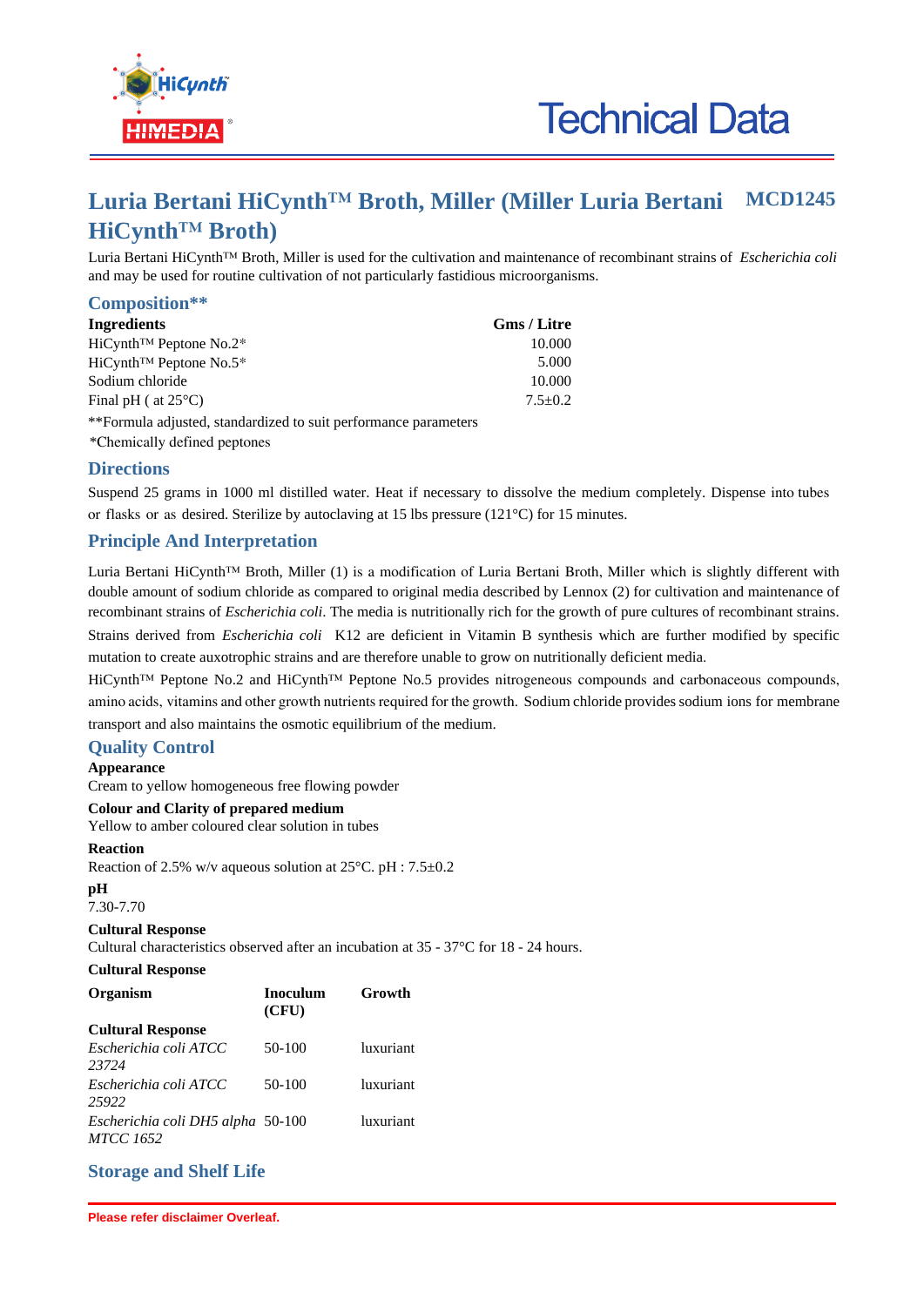# Luria Bertani HiCynth™ Broth, Miller (Miller Luria Bertani HiCynth™ Broth) MCD1245

Luria Bertani HiCynth™ Broth, Miller is used for the cultivation and maintenance of recombinant strains of *Escherichia coli* and may be used for routine cultivation of not particularly fastidious microorganisms.

## Composition**

| Ingredients | Gms / Litre |
|---|---|
| HiCynth™ Peptone No.2* | 10.000 |
| HiCynth™ Peptone No.5* | 5.000 |
| Sodium chloride | 10.000 |
| Final pH ( at 25°C) | 7.5±0.2 |

**Formula adjusted, standardized to suit performance parameters

*Chemically defined peptones

## Directions

Suspend 25 grams in 1000 ml distilled water. Heat if necessary to dissolve the medium completely. Dispense into tubes or flasks or as desired. Sterilize by autoclaving at 15 lbs pressure (121°C) for 15 minutes.

## Principle And Interpretation

Luria Bertani HiCynth™ Broth, Miller (1) is a modification of Luria Bertani Broth, Miller which is slightly different with double amount of sodium chloride as compared to original media described by Lennox (2) for cultivation and maintenance of recombinant strains of *Escherichia coli*. The media is nutritionally rich for the growth of pure cultures of recombinant strains. Strains derived from *Escherichia coli* K12 are deficient in Vitamin B synthesis which are further modified by specific mutation to create auxotrophic strains and are therefore unable to grow on nutritionally deficient media.

HiCynth™ Peptone No.2 and HiCynth™ Peptone No.5 provides nitrogeneous compounds and carbonaceous compounds, amino acids, vitamins and other growth nutrients required for the growth. Sodium chloride provides sodium ions for membrane transport and also maintains the osmotic equilibrium of the medium.

## Quality Control

**Appearance**

Cream to yellow homogeneous free flowing powder

**Colour and Clarity of prepared medium**

Yellow to amber coloured clear solution in tubes

**Reaction**

Reaction of 2.5% w/v aqueous solution at 25°C. pH : 7.5±0.2

**pH**

7.30-7.70

**Cultural Response**

Cultural characteristics observed after an incubation at 35 - 37°C for 18 - 24 hours.

**Cultural Response**

| Organism | Inoculum (CFU) | Growth |
|---|---|---|
| **Cultural Response** | | |
| *Escherichia coli ATCC 23724* | 50-100 | luxuriant |
| *Escherichia coli ATCC 25922* | 50-100 | luxuriant |
| *Escherichia coli DH5 alpha MTCC 1652* | 50-100 | luxuriant |

## Storage and Shelf Life

Please refer disclaimer Overleaf.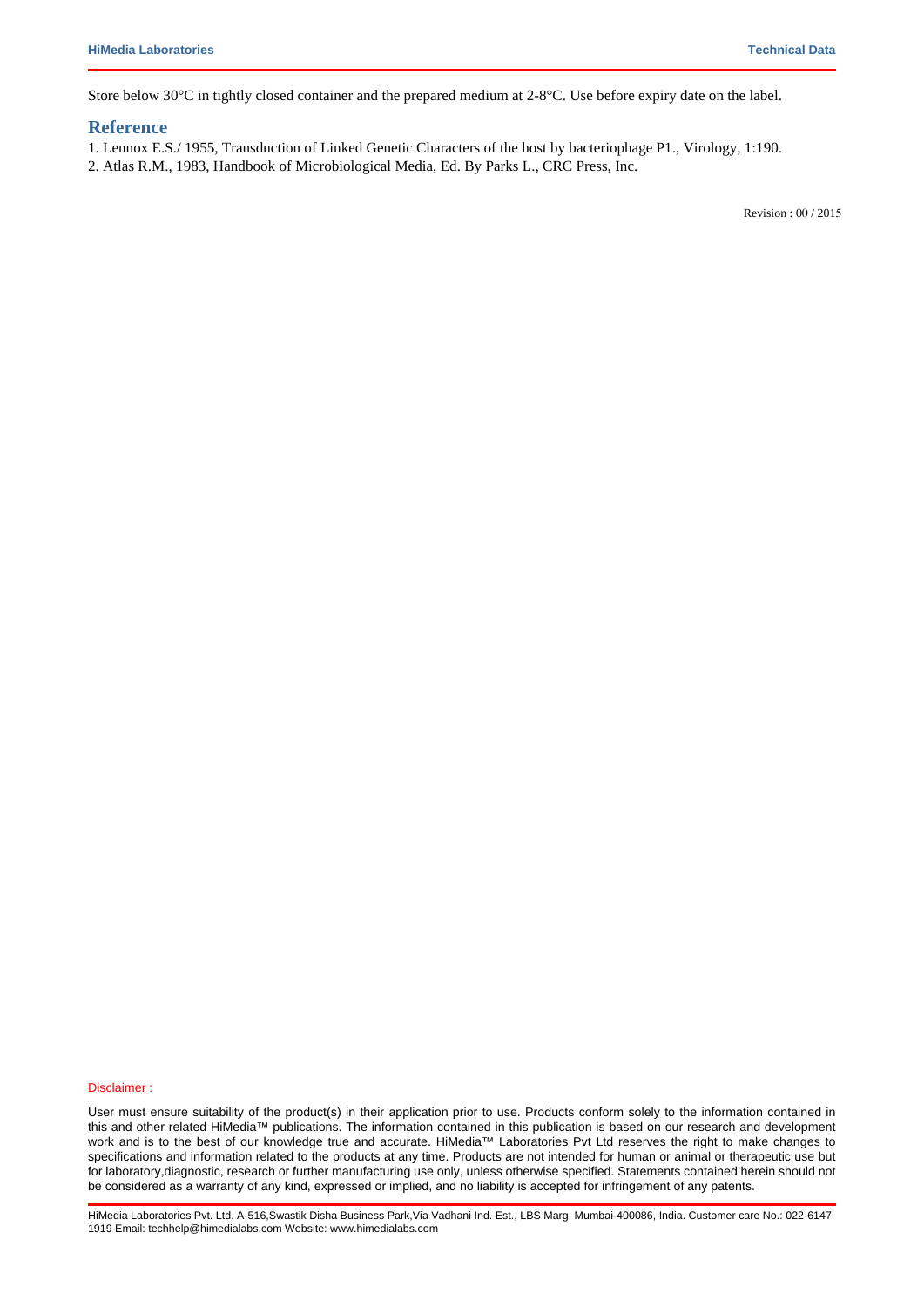Store below 30°C in tightly closed container and the prepared medium at 2-8°C. Use before expiry date on the label.

## Reference

1. Lennox E.S./ 1955, Transduction of Linked Genetic Characters of the host by bacteriophage P1., Virology, 1:190.
2. Atlas R.M., 1983, Handbook of Microbiological Media, Ed. By Parks L., CRC Press, Inc.

Revision : 00 / 2015

Disclaimer :

User must ensure suitability of the product(s) in their application prior to use. Products conform solely to the information contained in this and other related HiMedia™ publications. The information contained in this publication is based on our research and development work and is to the best of our knowledge true and accurate. HiMedia™ Laboratories Pvt Ltd reserves the right to make changes to specifications and information related to the products at any time. Products are not intended for human or animal or therapeutic use but for laboratory,diagnostic, research or further manufacturing use only, unless otherwise specified. Statements contained herein should not be considered as a warranty of any kind, expressed or implied, and no liability is accepted for infringement of any patents.

HiMedia Laboratories Pvt. Ltd. A-516,Swastik Disha Business Park,Via Vadhani Ind. Est., LBS Marg, Mumbai-400086, India. Customer care No.: 022-6147 1919 Email: techhelp@himedialabs.com Website: www.himedialabs.com